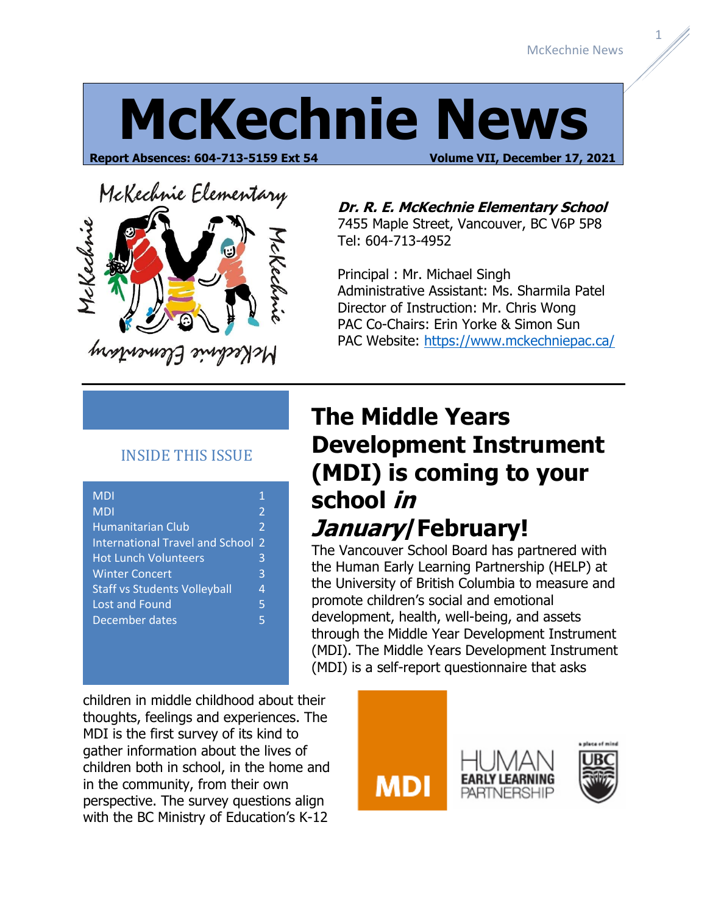# McKechnie News

**Report Absences: 604-713-5159 Ext 54** **Volume VII, December 17, 2021**

***Dr. R. E. McKechnie Elementary School***
7455 Maple Street, Vancouver, BC V6P 5P8
Tel: 604-713-4952

Principal : Mr. Michael Singh
Administrative Assistant: Ms. Sharmila Patel
Director of Instruction: Mr. Chris Wong
PAC Co-Chairs: Erin Yorke & Simon Sun
PAC Website: https://www.mckechniepac.ca/

## INSIDE THIS ISSUE

| | |
|---|---|
| MDI | 1 |
| MDI | 2 |
| Humanitarian Club | 2 |
| International Travel and School | 2 |
| Hot Lunch Volunteers | 3 |
| Winter Concert | 3 |
| Staff vs Students Volleyball | 4 |
| Lost and Found | 5 |
| December dates | 5 |

## The Middle Years Development Instrument (MDI) is coming to your school *in January*/February!

The Vancouver School Board has partnered with the Human Early Learning Partnership (HELP) at the University of British Columbia to measure and promote children's social and emotional development, health, well-being, and assets through the Middle Year Development Instrument (MDI). The Middle Years Development Instrument (MDI) is a self-report questionnaire that asks children in middle childhood about their thoughts, feelings and experiences. The MDI is the first survey of its kind to gather information about the lives of children both in school, in the home and in the community, from their own perspective. The survey questions align with the BC Ministry of Education's K-12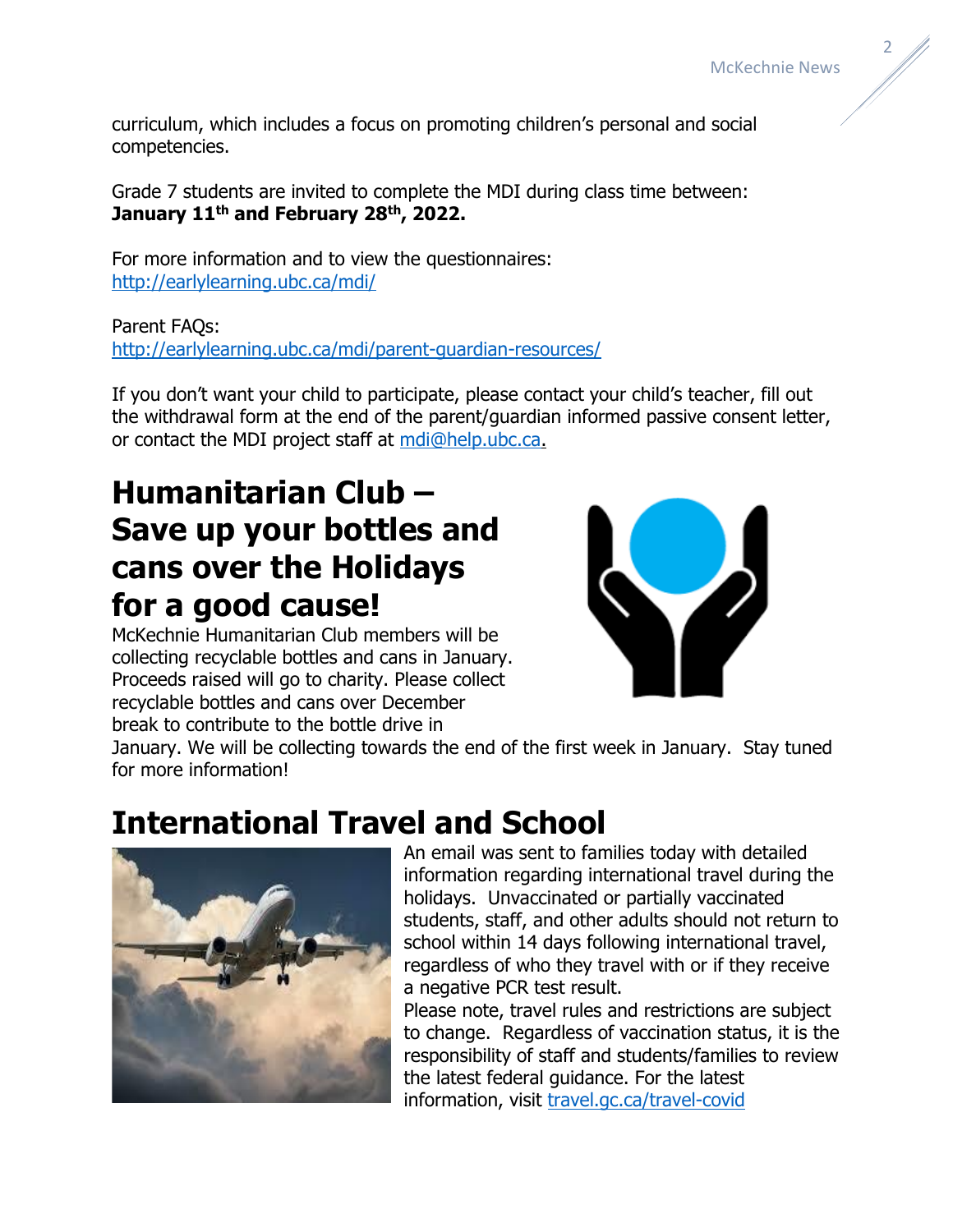curriculum, which includes a focus on promoting children's personal and social competencies.

Grade 7 students are invited to complete the MDI during class time between: **January 11th and February 28th, 2022.**

For more information and to view the questionnaires:
http://earlylearning.ubc.ca/mdi/

Parent FAQs:
http://earlylearning.ubc.ca/mdi/parent-guardian-resources/

If you don't want your child to participate, please contact your child's teacher, fill out the withdrawal form at the end of the parent/guardian informed passive consent letter, or contact the MDI project staff at mdi@help.ubc.ca.

# Humanitarian Club – Save up your bottles and cans over the Holidays for a good cause!

McKechnie Humanitarian Club members will be collecting recyclable bottles and cans in January. Proceeds raised will go to charity. Please collect recyclable bottles and cans over December break to contribute to the bottle drive in January. We will be collecting towards the end of the first week in January. Stay tuned for more information!

# International Travel and School

An email was sent to families today with detailed information regarding international travel during the holidays. Unvaccinated or partially vaccinated students, staff, and other adults should not return to school within 14 days following international travel, regardless of who they travel with or if they receive a negative PCR test result.

Please note, travel rules and restrictions are subject to change. Regardless of vaccination status, it is the responsibility of staff and students/families to review the latest federal guidance. For the latest information, visit travel.gc.ca/travel-covid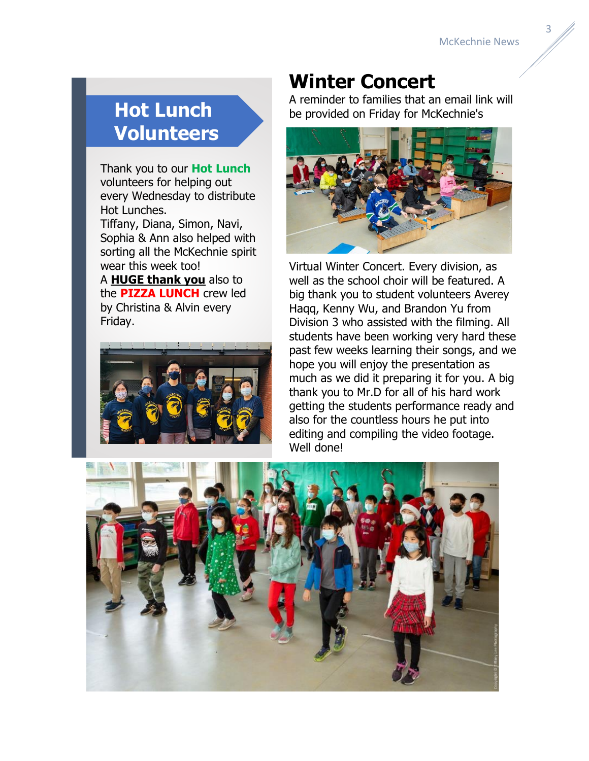## Hot Lunch Volunteers

Thank you to our **Hot Lunch** volunteers for helping out every Wednesday to distribute Hot Lunches.
Tiffany, Diana, Simon, Navi, Sophia & Ann also helped with sorting all the McKechnie spirit wear this week too!
A **HUGE thank you** also to the **PIZZA LUNCH** crew led by Christina & Alvin every Friday.

# Winter Concert

A reminder to families that an email link will be provided on Friday for McKechnie's Virtual Winter Concert. Every division, as well as the school choir will be featured. A big thank you to student volunteers Averey Haqq, Kenny Wu, and Brandon Yu from Division 3 who assisted with the filming. All students have been working very hard these past few weeks learning their songs, and we hope you will enjoy the presentation as much as we did it preparing it for you. A big thank you to Mr.D for all of his hard work getting the students performance ready and also for the countless hours he put into editing and compiling the video footage. Well done!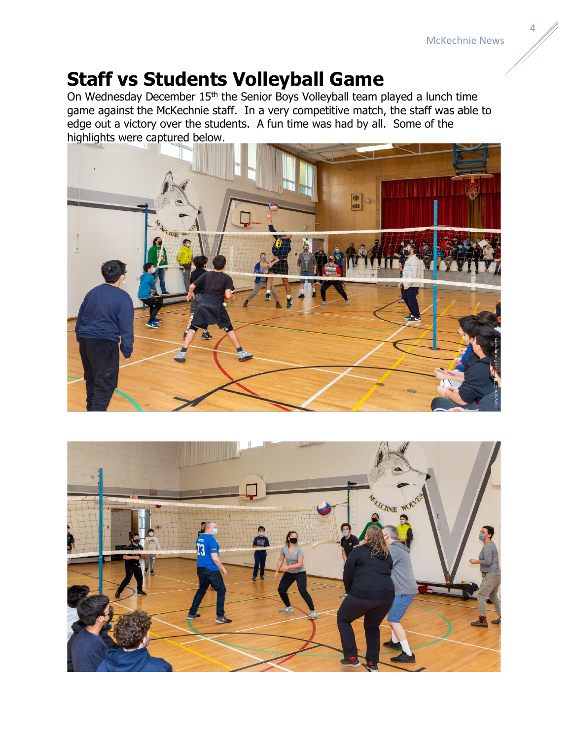# Staff vs Students Volleyball Game

On Wednesday December 15th the Senior Boys Volleyball team played a lunch time game against the McKechnie staff. In a very competitive match, the staff was able to edge out a victory over the students. A fun time was had by all. Some of the highlights were captured below.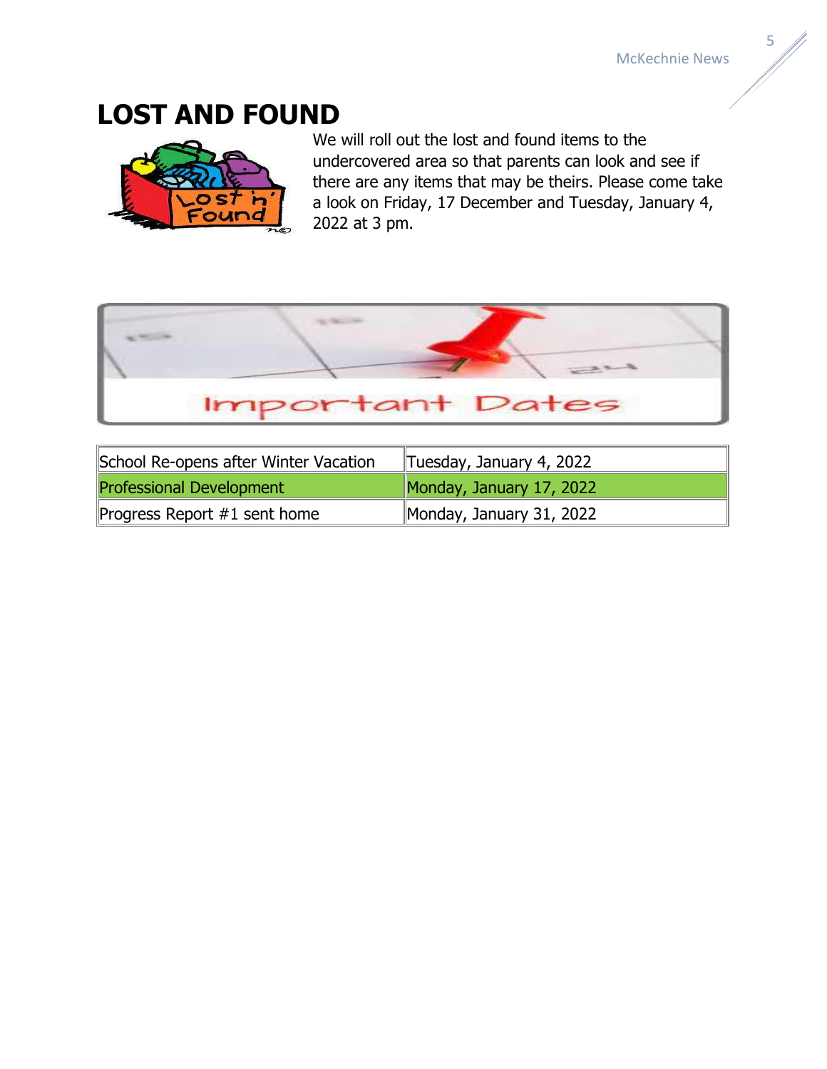# LOST AND FOUND

We will roll out the lost and found items to the undercovered area so that parents can look and see if there are any items that may be theirs. Please come take a look on Friday, 17 December and Tuesday, January 4, 2022 at 3 pm.

## Important Dates

| | |
|---|---|
| School Re-opens after Winter Vacation | Tuesday, January 4, 2022 |
| Professional Development | Monday, January 17, 2022 |
| Progress Report #1 sent home | Monday, January 31, 2022 |